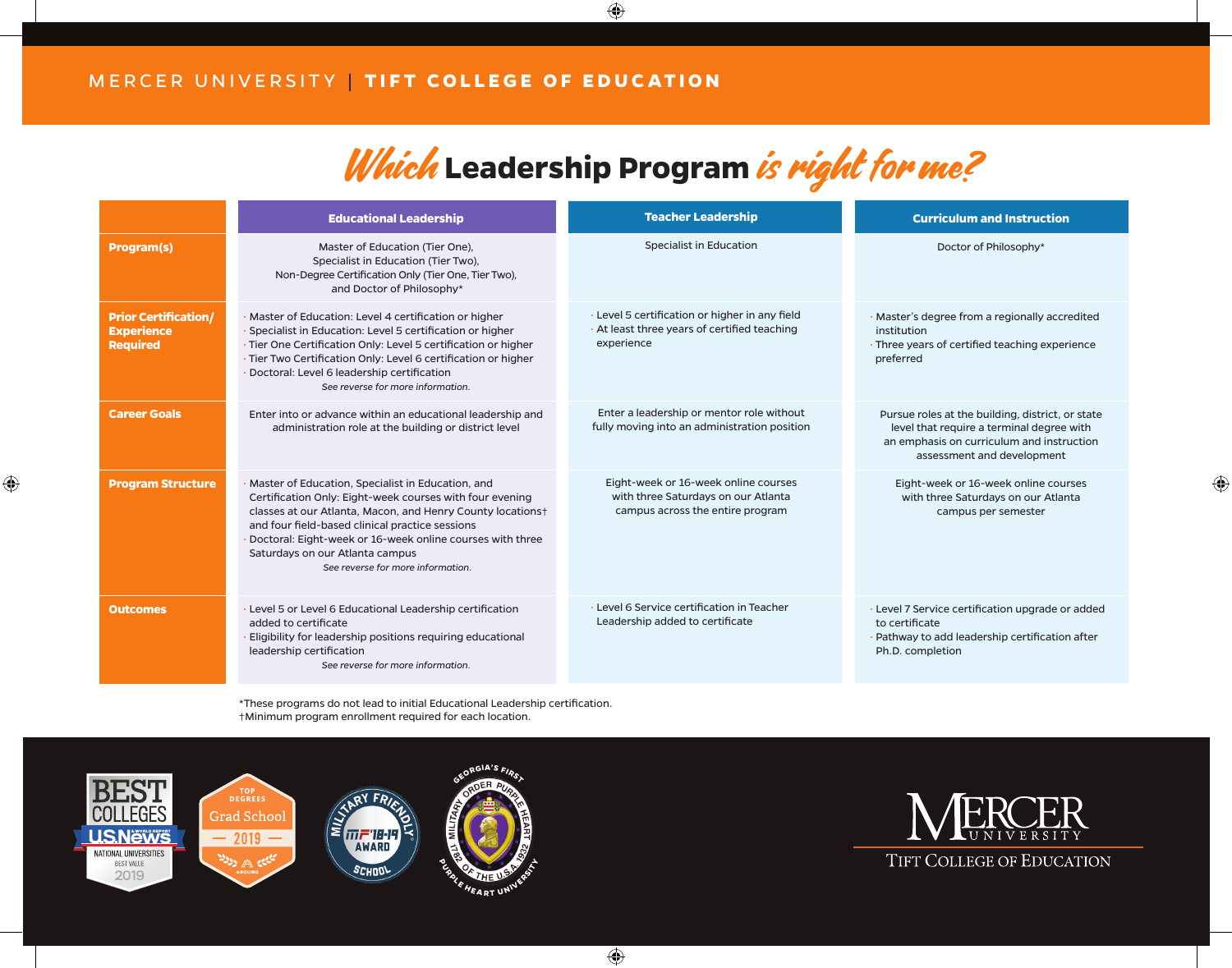MERCER UNIVERSITY | **TIFT COLLEGE OF EDUCATION**

# *Which* Leadership Program *is right for me?*

| | Educational Leadership | Teacher Leadership | Curriculum and Instruction |
|---|---|---|---|
| **Program(s)** | Master of Education (Tier One), Specialist in Education (Tier Two), Non-Degree Certification Only (Tier One, Tier Two), and Doctor of Philosophy* | Specialist in Education | Doctor of Philosophy* |
| **Prior Certification/ Experience Required** | · Master of Education: Level 4 certification or higher<br>· Specialist in Education: Level 5 certification or higher<br>· Tier One Certification Only: Level 5 certification or higher<br>· Tier Two Certification Only: Level 6 certification or higher<br>· Doctoral: Level 6 leadership certification<br>*See reverse for more information.* | · Level 5 certification or higher in any field<br>· At least three years of certified teaching experience | · Master's degree from a regionally accredited institution<br>· Three years of certified teaching experience preferred |
| **Career Goals** | Enter into or advance within an educational leadership and administration role at the building or district level | Enter a leadership or mentor role without fully moving into an administration position | Pursue roles at the building, district, or state level that require a terminal degree with an emphasis on curriculum and instruction assessment and development |
| **Program Structure** | · Master of Education, Specialist in Education, and Certification Only: Eight-week courses with four evening classes at our Atlanta, Macon, and Henry County locations† and four field-based clinical practice sessions<br>· Doctoral: Eight-week or 16-week online courses with three Saturdays on our Atlanta campus<br>*See reverse for more information.* | Eight-week or 16-week online courses with three Saturdays on our Atlanta campus across the entire program | Eight-week or 16-week online courses with three Saturdays on our Atlanta campus per semester |
| **Outcomes** | · Level 5 or Level 6 Educational Leadership certification added to certificate<br>· Eligibility for leadership positions requiring educational leadership certification<br>*See reverse for more information.* | · Level 6 Service certification in Teacher Leadership added to certificate | · Level 7 Service certification upgrade or added to certificate<br>· Pathway to add leadership certification after Ph.D. completion |

*These programs do not lead to initial Educational Leadership certification.
†Minimum program enrollment required for each location.

MERCER UNIVERSITY
TIFT COLLEGE OF EDUCATION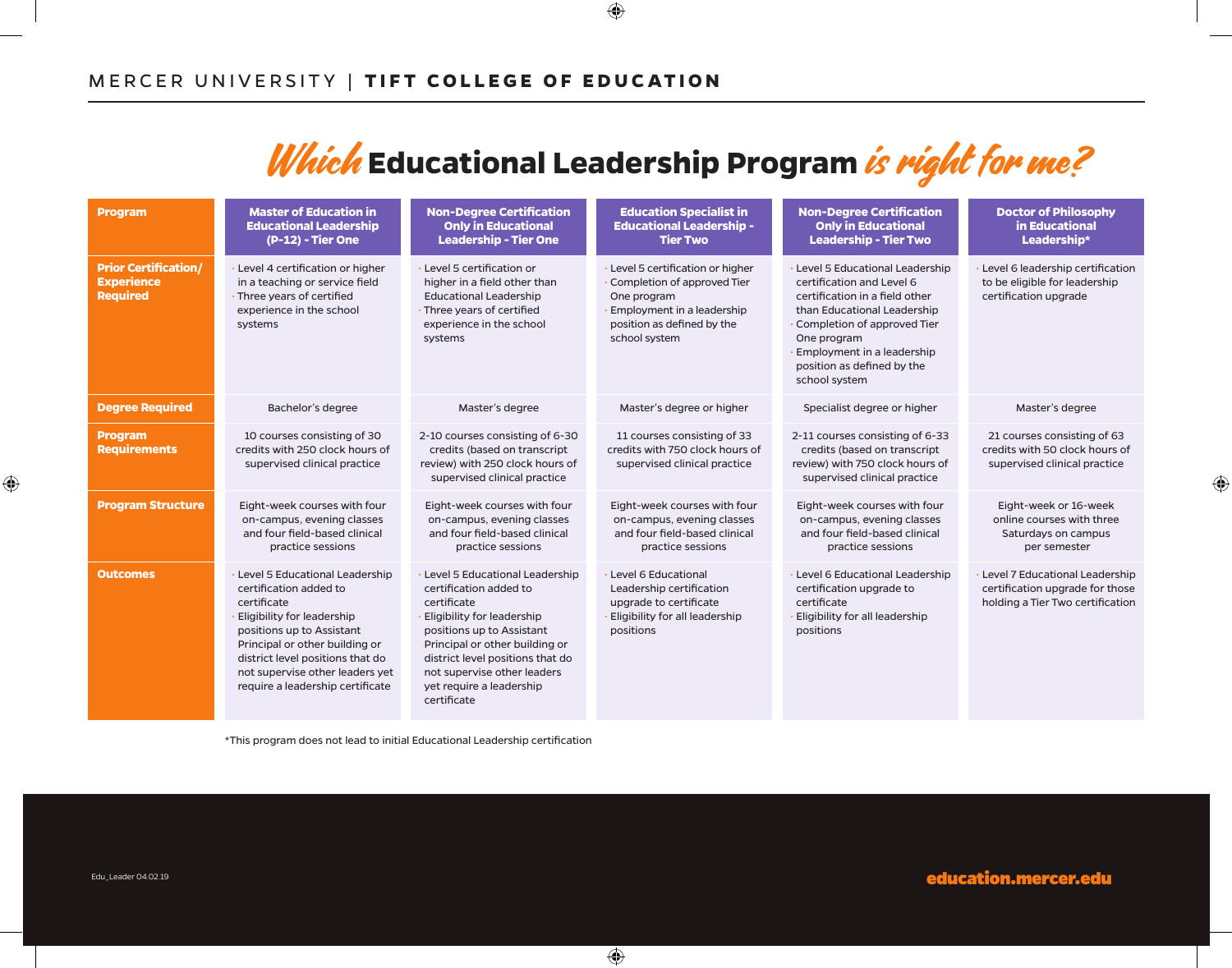# *Which* Educational Leadership Program *is right for me?*

| Program | Master of Education in Educational Leadership (P-12) - Tier One | Non-Degree Certification Only in Educational Leadership - Tier One | Education Specialist in Educational Leadership - Tier Two | Non-Degree Certification Only in Educational Leadership - Tier Two | Doctor of Philosophy in Educational Leadership* |
|---|---|---|---|---|---|
| **Prior Certification/ Experience Required** | · Level 4 certification or higher in a teaching or service field<br>· Three years of certified experience in the school systems | · Level 5 certification or higher in a field other than Educational Leadership<br>· Three years of certified experience in the school systems | · Level 5 certification or higher<br>· Completion of approved Tier One program<br>· Employment in a leadership position as defined by the school system | · Level 5 Educational Leadership certification and Level 6 certification in a field other than Educational Leadership<br>· Completion of approved Tier One program<br>· Employment in a leadership position as defined by the school system | · Level 6 leadership certification to be eligible for leadership certification upgrade |
| **Degree Required** | Bachelor's degree | Master's degree | Master's degree or higher | Specialist degree or higher | Master's degree |
| **Program Requirements** | 10 courses consisting of 30 credits with 250 clock hours of supervised clinical practice | 2-10 courses consisting of 6-30 credits (based on transcript review) with 250 clock hours of supervised clinical practice | 11 courses consisting of 33 credits with 750 clock hours of supervised clinical practice | 2-11 courses consisting of 6-33 credits (based on transcript review) with 750 clock hours of supervised clinical practice | 21 courses consisting of 63 credits with 50 clock hours of supervised clinical practice |
| **Program Structure** | Eight-week courses with four on-campus, evening classes and four field-based clinical practice sessions | Eight-week courses with four on-campus, evening classes and four field-based clinical practice sessions | Eight-week courses with four on-campus, evening classes and four field-based clinical practice sessions | Eight-week courses with four on-campus, evening classes and four field-based clinical practice sessions | Eight-week or 16-week online courses with three Saturdays on campus per semester |
| **Outcomes** | · Level 5 Educational Leadership certification added to certificate<br>· Eligibility for leadership positions up to Assistant Principal or other building or district level positions that do not supervise other leaders yet require a leadership certificate | · Level 5 Educational Leadership certification added to certificate<br>· Eligibility for leadership positions up to Assistant Principal or other building or district level positions that do not supervise other leaders yet require a leadership certificate | · Level 6 Educational Leadership certification upgrade to certificate<br>· Eligibility for all leadership positions | · Level 6 Educational Leadership certification upgrade to certificate<br>· Eligibility for all leadership positions | · Level 7 Educational Leadership certification upgrade for those holding a Tier Two certification |

*This program does not lead to initial Educational Leadership certification

Edu_Leader 04.02.19

education.mercer.edu